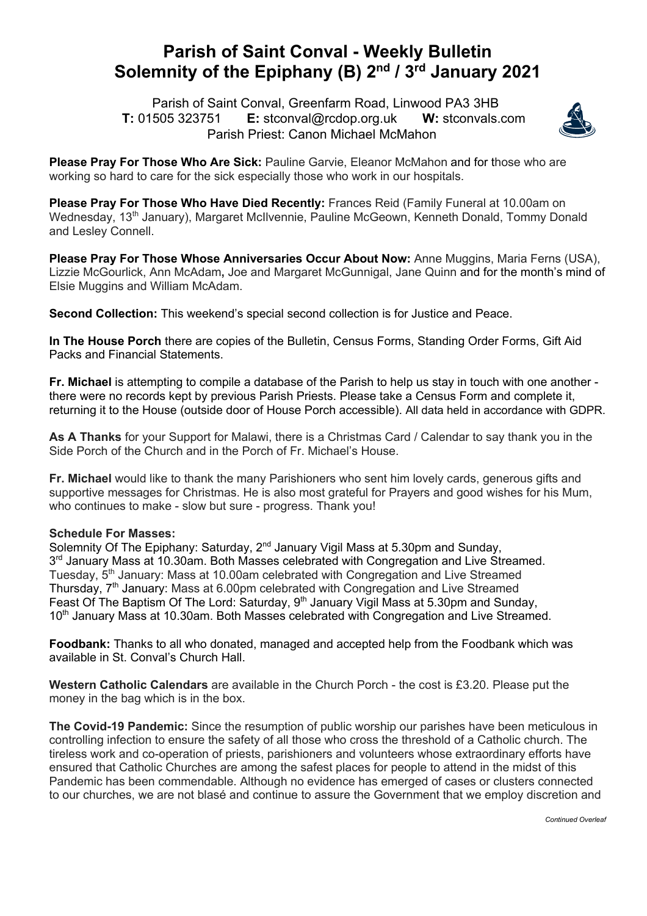# Parish of Saint Conval - Weekly Bulletin
# Solemnity of the Epiphany (B) 2nd / 3rd January 2021

Parish of Saint Conval, Greenfarm Road, Linwood PA3 3HB
**T:** 01505 323751 **E:** stconval@rcdop.org.uk **W:** stconvals.com
Parish Priest: Canon Michael McMahon

**Please Pray For Those Who Are Sick:** Pauline Garvie, Eleanor McMahon and for those who are working so hard to care for the sick especially those who work in our hospitals.

**Please Pray For Those Who Have Died Recently:** Frances Reid (Family Funeral at 10.00am on Wednesday, 13th January), Margaret McIlvennie, Pauline McGeown, Kenneth Donald, Tommy Donald and Lesley Connell.

**Please Pray For Those Whose Anniversaries Occur About Now:** Anne Muggins, Maria Ferns (USA), Lizzie McGourlick, Ann McAdam**,** Joe and Margaret McGunnigal, Jane Quinn and for the month's mind of Elsie Muggins and William McAdam.

**Second Collection:** This weekend's special second collection is for Justice and Peace.

**In The House Porch** there are copies of the Bulletin, Census Forms, Standing Order Forms, Gift Aid Packs and Financial Statements.

**Fr. Michael** is attempting to compile a database of the Parish to help us stay in touch with one another - there were no records kept by previous Parish Priests. Please take a Census Form and complete it, returning it to the House (outside door of House Porch accessible). All data held in accordance with GDPR.

**As A Thanks** for your Support for Malawi, there is a Christmas Card / Calendar to say thank you in the Side Porch of the Church and in the Porch of Fr. Michael's House.

**Fr. Michael** would like to thank the many Parishioners who sent him lovely cards, generous gifts and supportive messages for Christmas. He is also most grateful for Prayers and good wishes for his Mum, who continues to make - slow but sure - progress. Thank you!

**Schedule For Masses:**
Solemnity Of The Epiphany: Saturday, 2nd January Vigil Mass at 5.30pm and Sunday, 3rd January Mass at 10.30am. Both Masses celebrated with Congregation and Live Streamed.
Tuesday, 5th January: Mass at 10.00am celebrated with Congregation and Live Streamed
Thursday, 7th January: Mass at 6.00pm celebrated with Congregation and Live Streamed
Feast Of The Baptism Of The Lord: Saturday, 9th January Vigil Mass at 5.30pm and Sunday, 10th January Mass at 10.30am. Both Masses celebrated with Congregation and Live Streamed.

**Foodbank:** Thanks to all who donated, managed and accepted help from the Foodbank which was available in St. Conval's Church Hall.

**Western Catholic Calendars** are available in the Church Porch - the cost is £3.20. Please put the money in the bag which is in the box.

**The Covid-19 Pandemic:** Since the resumption of public worship our parishes have been meticulous in controlling infection to ensure the safety of all those who cross the threshold of a Catholic church. The tireless work and co-operation of priests, parishioners and volunteers whose extraordinary efforts have ensured that Catholic Churches are among the safest places for people to attend in the midst of this Pandemic has been commendable. Although no evidence has emerged of cases or clusters connected to our churches, we are not blasé and continue to assure the Government that we employ discretion and

*Continued Overleaf*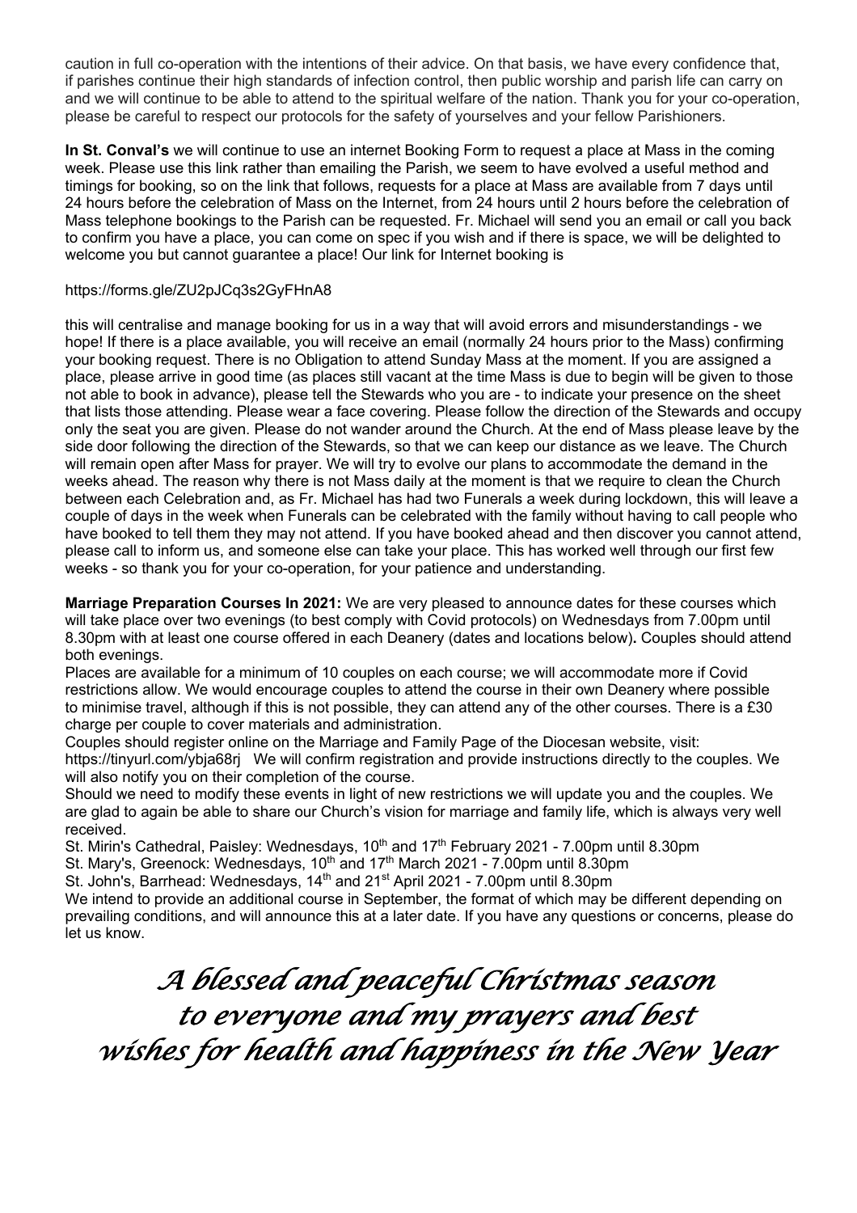caution in full co-operation with the intentions of their advice. On that basis, we have every confidence that, if parishes continue their high standards of infection control, then public worship and parish life can carry on and we will continue to be able to attend to the spiritual welfare of the nation. Thank you for your co-operation, please be careful to respect our protocols for the safety of yourselves and your fellow Parishioners.

**In St. Conval's** we will continue to use an internet Booking Form to request a place at Mass in the coming week. Please use this link rather than emailing the Parish, we seem to have evolved a useful method and timings for booking, so on the link that follows, requests for a place at Mass are available from 7 days until 24 hours before the celebration of Mass on the Internet, from 24 hours until 2 hours before the celebration of Mass telephone bookings to the Parish can be requested. Fr. Michael will send you an email or call you back to confirm you have a place, you can come on spec if you wish and if there is space, we will be delighted to welcome you but cannot guarantee a place! Our link for Internet booking is

https://forms.gle/ZU2pJCq3s2GyFHnA8

this will centralise and manage booking for us in a way that will avoid errors and misunderstandings - we hope! If there is a place available, you will receive an email (normally 24 hours prior to the Mass) confirming your booking request. There is no Obligation to attend Sunday Mass at the moment. If you are assigned a place, please arrive in good time (as places still vacant at the time Mass is due to begin will be given to those not able to book in advance), please tell the Stewards who you are - to indicate your presence on the sheet that lists those attending. Please wear a face covering. Please follow the direction of the Stewards and occupy only the seat you are given. Please do not wander around the Church. At the end of Mass please leave by the side door following the direction of the Stewards, so that we can keep our distance as we leave. The Church will remain open after Mass for prayer. We will try to evolve our plans to accommodate the demand in the weeks ahead. The reason why there is not Mass daily at the moment is that we require to clean the Church between each Celebration and, as Fr. Michael has had two Funerals a week during lockdown, this will leave a couple of days in the week when Funerals can be celebrated with the family without having to call people who have booked to tell them they may not attend. If you have booked ahead and then discover you cannot attend, please call to inform us, and someone else can take your place. This has worked well through our first few weeks - so thank you for your co-operation, for your patience and understanding.

**Marriage Preparation Courses In 2021:** We are very pleased to announce dates for these courses which will take place over two evenings (to best comply with Covid protocols) on Wednesdays from 7.00pm until 8.30pm with at least one course offered in each Deanery (dates and locations below). Couples should attend both evenings.

Places are available for a minimum of 10 couples on each course; we will accommodate more if Covid restrictions allow. We would encourage couples to attend the course in their own Deanery where possible to minimise travel, although if this is not possible, they can attend any of the other courses. There is a £30 charge per couple to cover materials and administration.

Couples should register online on the Marriage and Family Page of the Diocesan website, visit: https://tinyurl.com/ybja68rj We will confirm registration and provide instructions directly to the couples. We will also notify you on their completion of the course.

Should we need to modify these events in light of new restrictions we will update you and the couples. We are glad to again be able to share our Church's vision for marriage and family life, which is always very well received.

St. Mirin's Cathedral, Paisley: Wednesdays, 10th and 17th February 2021 - 7.00pm until 8.30pm

St. Mary's, Greenock: Wednesdays, 10th and 17th March 2021 - 7.00pm until 8.30pm

St. John's, Barrhead: Wednesdays, 14th and 21st April 2021 - 7.00pm until 8.30pm

We intend to provide an additional course in September, the format of which may be different depending on prevailing conditions, and will announce this at a later date. If you have any questions or concerns, please do let us know.

*A blessed and peaceful Christmas season to everyone and my prayers and best wishes for health and happiness in the New Year*